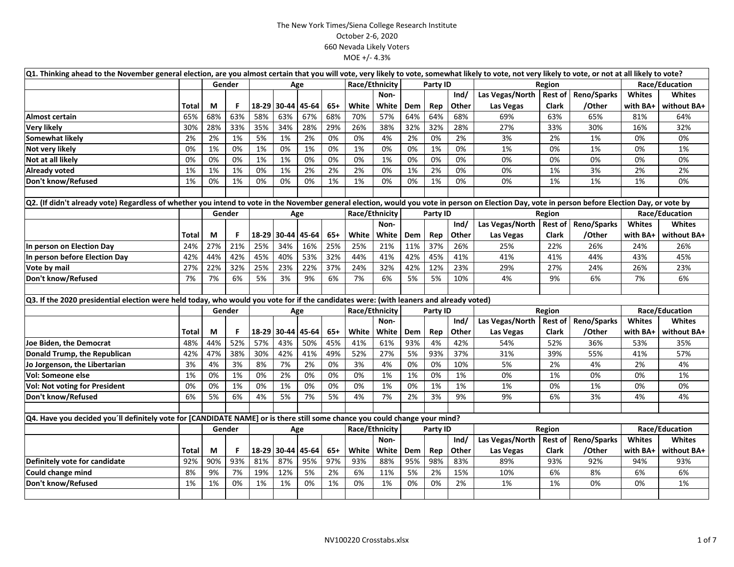The New York Times/Siena College Research Institute
October 2-6, 2020
660 Nevada Likely Voters
MOE +/- 4.3%

**Q1. Thinking ahead to the November general election, are you almost certain that you will vote, very likely to vote, somewhat likely to vote, not very likely to vote, or not at all likely to vote?**

| | | Gender | | Age | | | | Race/Ethnicity | | Party ID | | | Region | | | Race/Education | |
|---|---|---|---|---|---|---|---|---|---|---|---|---|---|---|---|---|---|
| | Total | M | F | 18-29 | 30-44 | 45-64 | 65+ | White | Non-White | Dem | Rep | Ind/Other | Las Vegas/North Las Vegas | Rest of Clark | Reno/Sparks /Other | Whites with BA+ | Whites without BA+ |
| **Almost certain** | 65% | 68% | 63% | 58% | 63% | 67% | 68% | 70% | 57% | 64% | 64% | 68% | 69% | 63% | 65% | 81% | 64% |
| **Very likely** | 30% | 28% | 33% | 35% | 34% | 28% | 29% | 26% | 38% | 32% | 32% | 28% | 27% | 33% | 30% | 16% | 32% |
| **Somewhat likely** | 2% | 2% | 1% | 5% | 1% | 2% | 0% | 0% | 4% | 2% | 0% | 2% | 3% | 2% | 1% | 0% | 0% |
| **Not very likely** | 0% | 1% | 0% | 1% | 0% | 1% | 0% | 1% | 0% | 0% | 1% | 0% | 1% | 0% | 1% | 0% | 1% |
| **Not at all likely** | 0% | 0% | 0% | 1% | 1% | 0% | 0% | 0% | 1% | 0% | 0% | 0% | 0% | 0% | 0% | 0% | 0% |
| **Already voted** | 1% | 1% | 1% | 0% | 1% | 2% | 2% | 2% | 0% | 1% | 2% | 0% | 0% | 1% | 3% | 2% | 2% |
| **Don't know/Refused** | 1% | 0% | 1% | 0% | 0% | 0% | 1% | 1% | 0% | 0% | 1% | 0% | 0% | 1% | 1% | 1% | 0% |

**Q2. (If didn't already vote) Regardless of whether you intend to vote in the November general election, would you vote in person on Election Day, vote in person before Election Day, or vote by**

| | | Gender | | Age | | | | Race/Ethnicity | | Party ID | | | Region | | | Race/Education | |
|---|---|---|---|---|---|---|---|---|---|---|---|---|---|---|---|---|---|
| | Total | M | F | 18-29 | 30-44 | 45-64 | 65+ | White | Non-White | Dem | Rep | Ind/Other | Las Vegas/North Las Vegas | Rest of Clark | Reno/Sparks /Other | Whites with BA+ | Whites without BA+ |
| **In person on Election Day** | 24% | 27% | 21% | 25% | 34% | 16% | 25% | 25% | 21% | 11% | 37% | 26% | 25% | 22% | 26% | 24% | 26% |
| **In person before Election Day** | 42% | 44% | 42% | 45% | 40% | 53% | 32% | 44% | 41% | 42% | 45% | 41% | 41% | 41% | 44% | 43% | 45% |
| **Vote by mail** | 27% | 22% | 32% | 25% | 23% | 22% | 37% | 24% | 32% | 42% | 12% | 23% | 29% | 27% | 24% | 26% | 23% |
| **Don't know/Refused** | 7% | 7% | 6% | 5% | 3% | 9% | 6% | 7% | 6% | 5% | 5% | 10% | 4% | 9% | 6% | 7% | 6% |

**Q3. If the 2020 presidential election were held today, who would you vote for if the candidates were: (with leaners and already voted)**

| | | Gender | | Age | | | | Race/Ethnicity | | Party ID | | | Region | | | Race/Education | |
|---|---|---|---|---|---|---|---|---|---|---|---|---|---|---|---|---|---|
| | Total | M | F | 18-29 | 30-44 | 45-64 | 65+ | White | Non-White | Dem | Rep | Ind/Other | Las Vegas/North Las Vegas | Rest of Clark | Reno/Sparks /Other | Whites with BA+ | Whites without BA+ |
| **Joe Biden, the Democrat** | 48% | 44% | 52% | 57% | 43% | 50% | 45% | 41% | 61% | 93% | 4% | 42% | 54% | 52% | 36% | 53% | 35% |
| **Donald Trump, the Republican** | 42% | 47% | 38% | 30% | 42% | 41% | 49% | 52% | 27% | 5% | 93% | 37% | 31% | 39% | 55% | 41% | 57% |
| **Jo Jorgenson, the Libertarian** | 3% | 4% | 3% | 8% | 7% | 2% | 0% | 3% | 4% | 0% | 0% | 10% | 5% | 2% | 4% | 2% | 4% |
| **Vol: Someone else** | 1% | 0% | 1% | 0% | 2% | 0% | 0% | 0% | 1% | 1% | 0% | 1% | 0% | 1% | 0% | 0% | 1% |
| **Vol: Not voting for President** | 0% | 0% | 1% | 0% | 1% | 0% | 0% | 0% | 1% | 0% | 1% | 1% | 1% | 0% | 1% | 0% | 0% |
| **Don't know/Refused** | 6% | 5% | 6% | 4% | 5% | 7% | 5% | 4% | 7% | 2% | 3% | 9% | 9% | 6% | 3% | 4% | 4% |

**Q4. Have you decided you´ll definitely vote for [CANDIDATE NAME] or is there still some chance you could change your mind?**

| | | Gender | | Age | | | | Race/Ethnicity | | Party ID | | | Region | | | Race/Education | |
|---|---|---|---|---|---|---|---|---|---|---|---|---|---|---|---|---|---|
| | Total | M | F | 18-29 | 30-44 | 45-64 | 65+ | White | Non-White | Dem | Rep | Ind/Other | Las Vegas/North Las Vegas | Rest of Clark | Reno/Sparks /Other | Whites with BA+ | Whites without BA+ |
| **Definitely vote for candidate** | 92% | 90% | 93% | 81% | 87% | 95% | 97% | 93% | 88% | 95% | 98% | 83% | 89% | 93% | 92% | 94% | 93% |
| **Could change mind** | 8% | 9% | 7% | 19% | 12% | 5% | 2% | 6% | 11% | 5% | 2% | 15% | 10% | 6% | 8% | 6% | 6% |
| **Don't know/Refused** | 1% | 1% | 0% | 1% | 1% | 0% | 1% | 0% | 1% | 0% | 0% | 2% | 1% | 1% | 0% | 0% | 1% |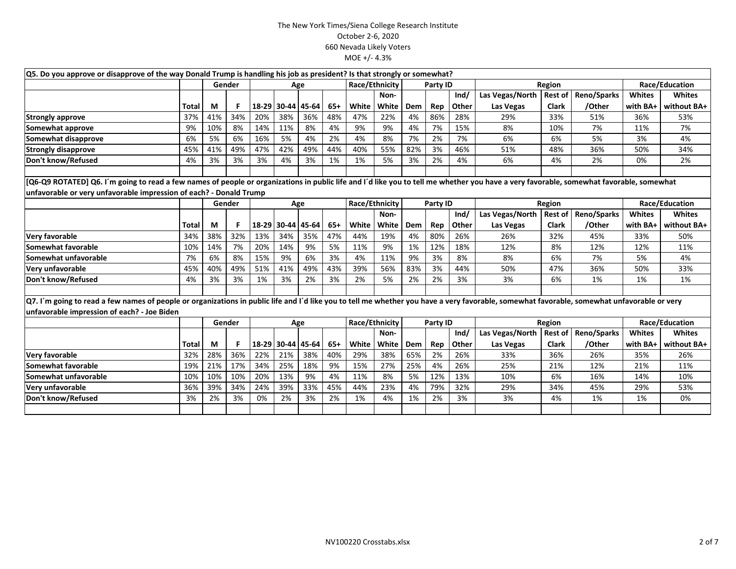The New York Times/Siena College Research Institute
October 2-6, 2020
660 Nevada Likely Voters
MOE +/- 4.3%

**Q5. Do you approve or disapprove of the way Donald Trump is handling his job as president? Is that strongly or somewhat?**

| | | Gender | | Age | | | | Race/Ethnicity | | Party ID | | | Region | | | Race/Education | |
|---|---|---|---|---|---|---|---|---|---|---|---|---|---|---|---|---|---|
| | Total | M | F | 18-29 | 30-44 | 45-64 | 65+ | White | Non-White | Dem | Rep | Ind/ Other | Las Vegas/North Las Vegas | Rest of Clark | Reno/Sparks /Other | Whites with BA+ | Whites without BA+ |
| Strongly approve | 37% | 41% | 34% | 20% | 38% | 36% | 48% | 47% | 22% | 4% | 86% | 28% | 29% | 33% | 51% | 36% | 53% |
| Somewhat approve | 9% | 10% | 8% | 14% | 11% | 8% | 4% | 9% | 9% | 4% | 7% | 15% | 8% | 10% | 7% | 11% | 7% |
| Somewhat disapprove | 6% | 5% | 6% | 16% | 5% | 4% | 2% | 4% | 8% | 7% | 2% | 7% | 6% | 6% | 5% | 3% | 4% |
| Strongly disapprove | 45% | 41% | 49% | 47% | 42% | 49% | 44% | 40% | 55% | 82% | 3% | 46% | 51% | 48% | 36% | 50% | 34% |
| Don't know/Refused | 4% | 3% | 3% | 3% | 4% | 3% | 1% | 1% | 5% | 3% | 2% | 4% | 6% | 4% | 2% | 0% | 2% |

**[Q6-Q9 ROTATED] Q6. I´m going to read a few names of people or organizations in public life and I´d like you to tell me whether you have a very favorable, somewhat favorable, somewhat unfavorable or very unfavorable impression of each? - Donald Trump**

| | | Gender | | Age | | | | Race/Ethnicity | | Party ID | | | Region | | | Race/Education | |
|---|---|---|---|---|---|---|---|---|---|---|---|---|---|---|---|---|---|
| | Total | M | F | 18-29 | 30-44 | 45-64 | 65+ | White | Non-White | Dem | Rep | Ind/ Other | Las Vegas/North Las Vegas | Rest of Clark | Reno/Sparks /Other | Whites with BA+ | Whites without BA+ |
| Very favorable | 34% | 38% | 32% | 13% | 34% | 35% | 47% | 44% | 19% | 4% | 80% | 26% | 26% | 32% | 45% | 33% | 50% |
| Somewhat favorable | 10% | 14% | 7% | 20% | 14% | 9% | 5% | 11% | 9% | 1% | 12% | 18% | 12% | 8% | 12% | 12% | 11% |
| Somewhat unfavorable | 7% | 6% | 8% | 15% | 9% | 6% | 3% | 4% | 11% | 9% | 3% | 8% | 8% | 6% | 7% | 5% | 4% |
| Very unfavorable | 45% | 40% | 49% | 51% | 41% | 49% | 43% | 39% | 56% | 83% | 3% | 44% | 50% | 47% | 36% | 50% | 33% |
| Don't know/Refused | 4% | 3% | 3% | 1% | 3% | 2% | 3% | 2% | 5% | 2% | 2% | 3% | 3% | 6% | 1% | 1% | 1% |

**Q7. I´m going to read a few names of people or organizations in public life and I´d like you to tell me whether you have a very favorable, somewhat favorable, somewhat unfavorable or very unfavorable impression of each? - Joe Biden**

| | | Gender | | Age | | | | Race/Ethnicity | | Party ID | | | Region | | | Race/Education | |
|---|---|---|---|---|---|---|---|---|---|---|---|---|---|---|---|---|---|
| | Total | M | F | 18-29 | 30-44 | 45-64 | 65+ | White | Non-White | Dem | Rep | Ind/ Other | Las Vegas/North Las Vegas | Rest of Clark | Reno/Sparks /Other | Whites with BA+ | Whites without BA+ |
| Very favorable | 32% | 28% | 36% | 22% | 21% | 38% | 40% | 29% | 38% | 65% | 2% | 26% | 33% | 36% | 26% | 35% | 26% |
| Somewhat favorable | 19% | 21% | 17% | 34% | 25% | 18% | 9% | 15% | 27% | 25% | 4% | 26% | 25% | 21% | 12% | 21% | 11% |
| Somewhat unfavorable | 10% | 10% | 10% | 20% | 13% | 9% | 4% | 11% | 8% | 5% | 12% | 13% | 10% | 6% | 16% | 14% | 10% |
| Very unfavorable | 36% | 39% | 34% | 24% | 39% | 33% | 45% | 44% | 23% | 4% | 79% | 32% | 29% | 34% | 45% | 29% | 53% |
| Don't know/Refused | 3% | 2% | 3% | 0% | 2% | 3% | 2% | 1% | 4% | 1% | 2% | 3% | 3% | 4% | 1% | 1% | 0% |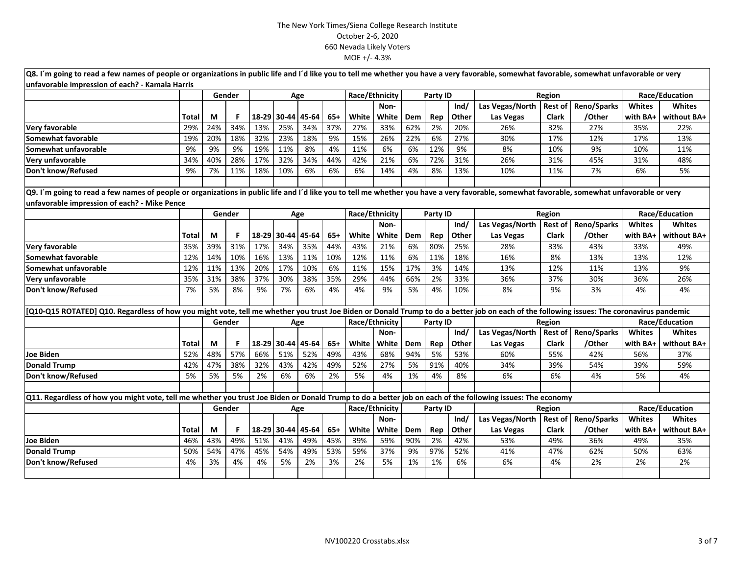The New York Times/Siena College Research Institute
October 2-6, 2020
660 Nevada Likely Voters
MOE +/- 4.3%

**Q8. I´m going to read a few names of people or organizations in public life and I´d like you to tell me whether you have a very favorable, somewhat favorable, somewhat unfavorable or very unfavorable impression of each? - Kamala Harris**

| | | Gender | | Age | | | | Race/Ethnicity | | Party ID | | | Region | | | Race/Education | |
|---|---|---|---|---|---|---|---|---|---|---|---|---|---|---|---|---|---|
| | Total | M | F | 18-29 | 30-44 | 45-64 | 65+ | White | Non-White | Dem | Rep | Ind/Other | Las Vegas/North Las Vegas | Rest of Clark | Reno/Sparks/Other | Whites with BA+ | Whites without BA+ |
| Very favorable | 29% | 24% | 34% | 13% | 25% | 34% | 37% | 27% | 33% | 62% | 2% | 20% | 26% | 32% | 27% | 35% | 22% |
| Somewhat favorable | 19% | 20% | 18% | 32% | 23% | 18% | 9% | 15% | 26% | 22% | 6% | 27% | 30% | 17% | 12% | 17% | 13% |
| Somewhat unfavorable | 9% | 9% | 9% | 19% | 11% | 8% | 4% | 11% | 6% | 6% | 12% | 9% | 8% | 10% | 9% | 10% | 11% |
| Very unfavorable | 34% | 40% | 28% | 17% | 32% | 34% | 44% | 42% | 21% | 6% | 72% | 31% | 26% | 31% | 45% | 31% | 48% |
| Don't know/Refused | 9% | 7% | 11% | 18% | 10% | 6% | 6% | 6% | 14% | 4% | 8% | 13% | 10% | 11% | 7% | 6% | 5% |

**Q9. I´m going to read a few names of people or organizations in public life and I´d like you to tell me whether you have a very favorable, somewhat favorable, somewhat unfavorable or very unfavorable impression of each? - Mike Pence**

| | | Gender | | Age | | | | Race/Ethnicity | | Party ID | | | Region | | | Race/Education | |
|---|---|---|---|---|---|---|---|---|---|---|---|---|---|---|---|---|---|
| | Total | M | F | 18-29 | 30-44 | 45-64 | 65+ | White | Non-White | Dem | Rep | Ind/Other | Las Vegas/North Las Vegas | Rest of Clark | Reno/Sparks/Other | Whites with BA+ | Whites without BA+ |
| Very favorable | 35% | 39% | 31% | 17% | 34% | 35% | 44% | 43% | 21% | 6% | 80% | 25% | 28% | 33% | 43% | 33% | 49% |
| Somewhat favorable | 12% | 14% | 10% | 16% | 13% | 11% | 10% | 12% | 11% | 6% | 11% | 18% | 16% | 8% | 13% | 13% | 12% |
| Somewhat unfavorable | 12% | 11% | 13% | 20% | 17% | 10% | 6% | 11% | 15% | 17% | 3% | 14% | 13% | 12% | 11% | 13% | 9% |
| Very unfavorable | 35% | 31% | 38% | 37% | 30% | 38% | 35% | 29% | 44% | 66% | 2% | 33% | 36% | 37% | 30% | 36% | 26% |
| Don't know/Refused | 7% | 5% | 8% | 9% | 7% | 6% | 4% | 4% | 9% | 5% | 4% | 10% | 8% | 9% | 3% | 4% | 4% |

**[Q10-Q15 ROTATED] Q10. Regardless of how you might vote, tell me whether you trust Joe Biden or Donald Trump to do a better job on each of the following issues: The coronavirus pandemic**

| | | Gender | | Age | | | | Race/Ethnicity | | Party ID | | | Region | | | Race/Education | |
|---|---|---|---|---|---|---|---|---|---|---|---|---|---|---|---|---|---|
| | Total | M | F | 18-29 | 30-44 | 45-64 | 65+ | White | Non-White | Dem | Rep | Ind/Other | Las Vegas/North Las Vegas | Rest of Clark | Reno/Sparks/Other | Whites with BA+ | Whites without BA+ |
| Joe Biden | 52% | 48% | 57% | 66% | 51% | 52% | 49% | 43% | 68% | 94% | 5% | 53% | 60% | 55% | 42% | 56% | 37% |
| Donald Trump | 42% | 47% | 38% | 32% | 43% | 42% | 49% | 52% | 27% | 5% | 91% | 40% | 34% | 39% | 54% | 39% | 59% |
| Don't know/Refused | 5% | 5% | 5% | 2% | 6% | 6% | 2% | 5% | 4% | 1% | 4% | 8% | 6% | 6% | 4% | 5% | 4% |

**Q11. Regardless of how you might vote, tell me whether you trust Joe Biden or Donald Trump to do a better job on each of the following issues: The economy**

| | | Gender | | Age | | | | Race/Ethnicity | | Party ID | | | Region | | | Race/Education | |
|---|---|---|---|---|---|---|---|---|---|---|---|---|---|---|---|---|---|
| | Total | M | F | 18-29 | 30-44 | 45-64 | 65+ | White | Non-White | Dem | Rep | Ind/Other | Las Vegas/North Las Vegas | Rest of Clark | Reno/Sparks/Other | Whites with BA+ | Whites without BA+ |
| Joe Biden | 46% | 43% | 49% | 51% | 41% | 49% | 45% | 39% | 59% | 90% | 2% | 42% | 53% | 49% | 36% | 49% | 35% |
| Donald Trump | 50% | 54% | 47% | 45% | 54% | 49% | 53% | 59% | 37% | 9% | 97% | 52% | 41% | 47% | 62% | 50% | 63% |
| Don't know/Refused | 4% | 3% | 4% | 4% | 5% | 2% | 3% | 2% | 5% | 1% | 1% | 6% | 6% | 4% | 2% | 2% | 2% |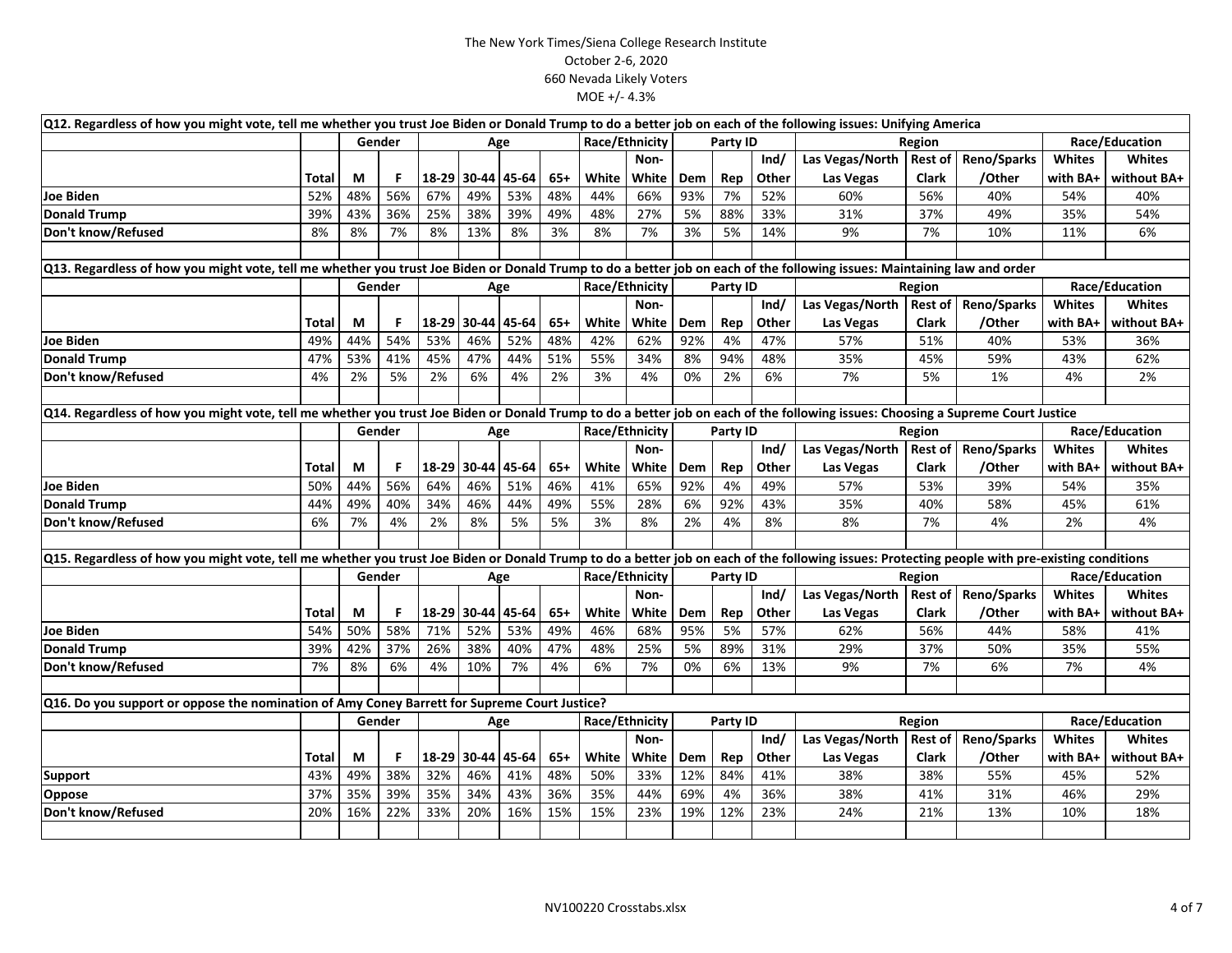The New York Times/Siena College Research Institute
October 2-6, 2020
660 Nevada Likely Voters
MOE +/- 4.3%

**Q12. Regardless of how you might vote, tell me whether you trust Joe Biden or Donald Trump to do a better job on each of the following issues: Unifying America**

| | | Gender | | Age | | | | Race/Ethnicity | | Party ID | | | Region | | | Race/Education | |
|---|---|---|---|---|---|---|---|---|---|---|---|---|---|---|---|---|---|
| | Total | M | F | 18-29 | 30-44 | 45-64 | 65+ | White | Non-White | Dem | Rep | Ind/ Other | Las Vegas/North Las Vegas | Rest of Clark | Reno/Sparks /Other | Whites with BA+ | Whites without BA+ |
| Joe Biden | 52% | 48% | 56% | 67% | 49% | 53% | 48% | 44% | 66% | 93% | 7% | 52% | 60% | 56% | 40% | 54% | 40% |
| Donald Trump | 39% | 43% | 36% | 25% | 38% | 39% | 49% | 48% | 27% | 5% | 88% | 33% | 31% | 37% | 49% | 35% | 54% |
| Don't know/Refused | 8% | 8% | 7% | 8% | 13% | 8% | 3% | 8% | 7% | 3% | 5% | 14% | 9% | 7% | 10% | 11% | 6% |

**Q13. Regardless of how you might vote, tell me whether you trust Joe Biden or Donald Trump to do a better job on each of the following issues: Maintaining law and order**

| | | Gender | | Age | | | | Race/Ethnicity | | Party ID | | | Region | | | Race/Education | |
|---|---|---|---|---|---|---|---|---|---|---|---|---|---|---|---|---|---|
| | Total | M | F | 18-29 | 30-44 | 45-64 | 65+ | White | Non-White | Dem | Rep | Ind/ Other | Las Vegas/North Las Vegas | Rest of Clark | Reno/Sparks /Other | Whites with BA+ | Whites without BA+ |
| Joe Biden | 49% | 44% | 54% | 53% | 46% | 52% | 48% | 42% | 62% | 92% | 4% | 47% | 57% | 51% | 40% | 53% | 36% |
| Donald Trump | 47% | 53% | 41% | 45% | 47% | 44% | 51% | 55% | 34% | 8% | 94% | 48% | 35% | 45% | 59% | 43% | 62% |
| Don't know/Refused | 4% | 2% | 5% | 2% | 6% | 4% | 2% | 3% | 4% | 0% | 2% | 6% | 7% | 5% | 1% | 4% | 2% |

**Q14. Regardless of how you might vote, tell me whether you trust Joe Biden or Donald Trump to do a better job on each of the following issues: Choosing a Supreme Court Justice**

| | | Gender | | Age | | | | Race/Ethnicity | | Party ID | | | Region | | | Race/Education | |
|---|---|---|---|---|---|---|---|---|---|---|---|---|---|---|---|---|---|
| | Total | M | F | 18-29 | 30-44 | 45-64 | 65+ | White | Non-White | Dem | Rep | Ind/ Other | Las Vegas/North Las Vegas | Rest of Clark | Reno/Sparks /Other | Whites with BA+ | Whites without BA+ |
| Joe Biden | 50% | 44% | 56% | 64% | 46% | 51% | 46% | 41% | 65% | 92% | 4% | 49% | 57% | 53% | 39% | 54% | 35% |
| Donald Trump | 44% | 49% | 40% | 34% | 46% | 44% | 49% | 55% | 28% | 6% | 92% | 43% | 35% | 40% | 58% | 45% | 61% |
| Don't know/Refused | 6% | 7% | 4% | 2% | 8% | 5% | 5% | 3% | 8% | 2% | 4% | 8% | 8% | 7% | 4% | 2% | 4% |

**Q15. Regardless of how you might vote, tell me whether you trust Joe Biden or Donald Trump to do a better job on each of the following issues: Protecting people with pre-existing conditions**

| | | Gender | | Age | | | | Race/Ethnicity | | Party ID | | | Region | | | Race/Education | |
|---|---|---|---|---|---|---|---|---|---|---|---|---|---|---|---|---|---|
| | Total | M | F | 18-29 | 30-44 | 45-64 | 65+ | White | Non-White | Dem | Rep | Ind/ Other | Las Vegas/North Las Vegas | Rest of Clark | Reno/Sparks /Other | Whites with BA+ | Whites without BA+ |
| Joe Biden | 54% | 50% | 58% | 71% | 52% | 53% | 49% | 46% | 68% | 95% | 5% | 57% | 62% | 56% | 44% | 58% | 41% |
| Donald Trump | 39% | 42% | 37% | 26% | 38% | 40% | 47% | 48% | 25% | 5% | 89% | 31% | 29% | 37% | 50% | 35% | 55% |
| Don't know/Refused | 7% | 8% | 6% | 4% | 10% | 7% | 4% | 6% | 7% | 0% | 6% | 13% | 9% | 7% | 6% | 7% | 4% |

**Q16. Do you support or oppose the nomination of Amy Coney Barrett for Supreme Court Justice?**

| | | Gender | | Age | | | | Race/Ethnicity | | Party ID | | | Region | | | Race/Education | |
|---|---|---|---|---|---|---|---|---|---|---|---|---|---|---|---|---|---|
| | Total | M | F | 18-29 | 30-44 | 45-64 | 65+ | White | Non-White | Dem | Rep | Ind/ Other | Las Vegas/North Las Vegas | Rest of Clark | Reno/Sparks /Other | Whites with BA+ | Whites without BA+ |
| Support | 43% | 49% | 38% | 32% | 46% | 41% | 48% | 50% | 33% | 12% | 84% | 41% | 38% | 38% | 55% | 45% | 52% |
| Oppose | 37% | 35% | 39% | 35% | 34% | 43% | 36% | 35% | 44% | 69% | 4% | 36% | 38% | 41% | 31% | 46% | 29% |
| Don't know/Refused | 20% | 16% | 22% | 33% | 20% | 16% | 15% | 15% | 23% | 19% | 12% | 23% | 24% | 21% | 13% | 10% | 18% |

NV100220 Crosstabs.xlsx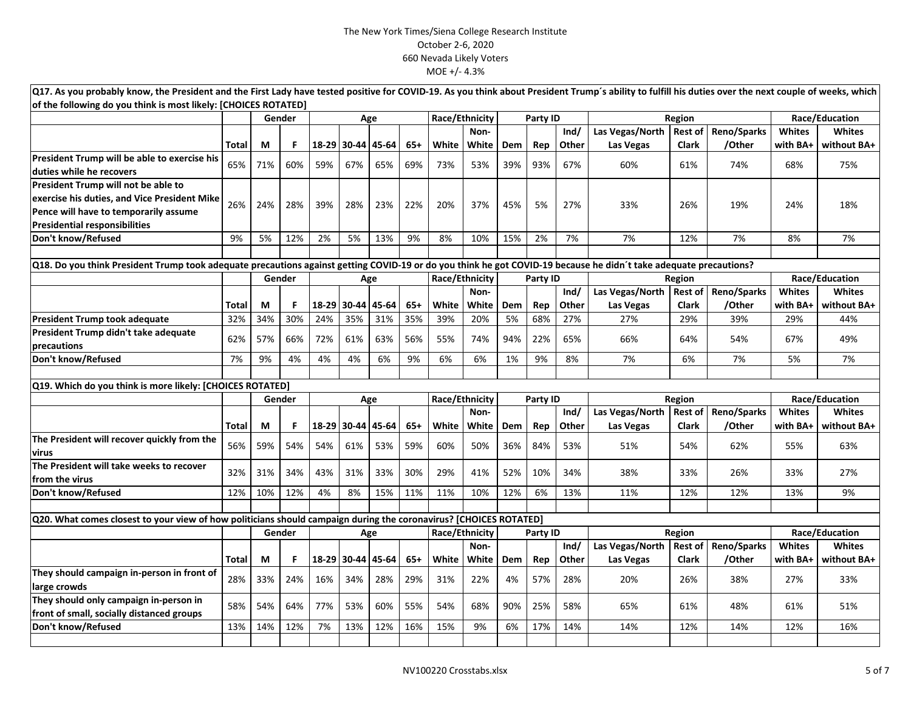The New York Times/Siena College Research Institute
October 2-6, 2020
660 Nevada Likely Voters
MOE +/- 4.3%

**Q17. As you probably know, the President and the First Lady have tested positive for COVID-19. As you think about President Trump´s ability to fulfill his duties over the next couple of weeks, which of the following do you think is most likely: [CHOICES ROTATED]**

| | | Gender | | Age | | | | Race/Ethnicity | | Party ID | | | Region | | | Race/Education | |
|---|---|---|---|---|---|---|---|---|---|---|---|---|---|---|---|---|---|
| | Total | M | F | 18-29 | 30-44 | 45-64 | 65+ | White | Non-White | Dem | Rep | Ind/ Other | Las Vegas/North Las Vegas | Rest of Clark | Reno/Sparks /Other | Whites with BA+ | Whites without BA+ |
| President Trump will be able to exercise his duties while he recovers | 65% | 71% | 60% | 59% | 67% | 65% | 69% | 73% | 53% | 39% | 93% | 67% | 60% | 61% | 74% | 68% | 75% |
| President Trump will not be able to exercise his duties, and Vice President Mike Pence will have to temporarily assume Presidential responsibilities | 26% | 24% | 28% | 39% | 28% | 23% | 22% | 20% | 37% | 45% | 5% | 27% | 33% | 26% | 19% | 24% | 18% |
| Don't know/Refused | 9% | 5% | 12% | 2% | 5% | 13% | 9% | 8% | 10% | 15% | 2% | 7% | 7% | 12% | 7% | 8% | 7% |

**Q18. Do you think President Trump took adequate precautions against getting COVID-19 or do you think he got COVID-19 because he didn´t take adequate precautions?**

| | | Gender | | Age | | | | Race/Ethnicity | | Party ID | | | Region | | | Race/Education | |
|---|---|---|---|---|---|---|---|---|---|---|---|---|---|---|---|---|---|
| | Total | M | F | 18-29 | 30-44 | 45-64 | 65+ | White | Non-White | Dem | Rep | Ind/ Other | Las Vegas/North Las Vegas | Rest of Clark | Reno/Sparks /Other | Whites with BA+ | Whites without BA+ |
| President Trump took adequate | 32% | 34% | 30% | 24% | 35% | 31% | 35% | 39% | 20% | 5% | 68% | 27% | 27% | 29% | 39% | 29% | 44% |
| President Trump didn't take adequate precautions | 62% | 57% | 66% | 72% | 61% | 63% | 56% | 55% | 74% | 94% | 22% | 65% | 66% | 64% | 54% | 67% | 49% |
| Don't know/Refused | 7% | 9% | 4% | 4% | 4% | 6% | 9% | 6% | 6% | 1% | 9% | 8% | 7% | 6% | 7% | 5% | 7% |

**Q19. Which do you think is more likely: [CHOICES ROTATED]**

| | | Gender | | Age | | | | Race/Ethnicity | | Party ID | | | Region | | | Race/Education | |
|---|---|---|---|---|---|---|---|---|---|---|---|---|---|---|---|---|---|
| | Total | M | F | 18-29 | 30-44 | 45-64 | 65+ | White | Non-White | Dem | Rep | Ind/ Other | Las Vegas/North Las Vegas | Rest of Clark | Reno/Sparks /Other | Whites with BA+ | Whites without BA+ |
| The President will recover quickly from the virus | 56% | 59% | 54% | 54% | 61% | 53% | 59% | 60% | 50% | 36% | 84% | 53% | 51% | 54% | 62% | 55% | 63% |
| The President will take weeks to recover from the virus | 32% | 31% | 34% | 43% | 31% | 33% | 30% | 29% | 41% | 52% | 10% | 34% | 38% | 33% | 26% | 33% | 27% |
| Don't know/Refused | 12% | 10% | 12% | 4% | 8% | 15% | 11% | 11% | 10% | 12% | 6% | 13% | 11% | 12% | 12% | 13% | 9% |

**Q20. What comes closest to your view of how politicians should campaign during the coronavirus? [CHOICES ROTATED]**

| | | Gender | | Age | | | | Race/Ethnicity | | Party ID | | | Region | | | Race/Education | |
|---|---|---|---|---|---|---|---|---|---|---|---|---|---|---|---|---|---|
| | Total | M | F | 18-29 | 30-44 | 45-64 | 65+ | White | Non-White | Dem | Rep | Ind/ Other | Las Vegas/North Las Vegas | Rest of Clark | Reno/Sparks /Other | Whites with BA+ | Whites without BA+ |
| They should campaign in-person in front of large crowds | 28% | 33% | 24% | 16% | 34% | 28% | 29% | 31% | 22% | 4% | 57% | 28% | 20% | 26% | 38% | 27% | 33% |
| They should only campaign in-person in front of small, socially distanced groups | 58% | 54% | 64% | 77% | 53% | 60% | 55% | 54% | 68% | 90% | 25% | 58% | 65% | 61% | 48% | 61% | 51% |
| Don't know/Refused | 13% | 14% | 12% | 7% | 13% | 12% | 16% | 15% | 9% | 6% | 17% | 14% | 14% | 12% | 14% | 12% | 16% |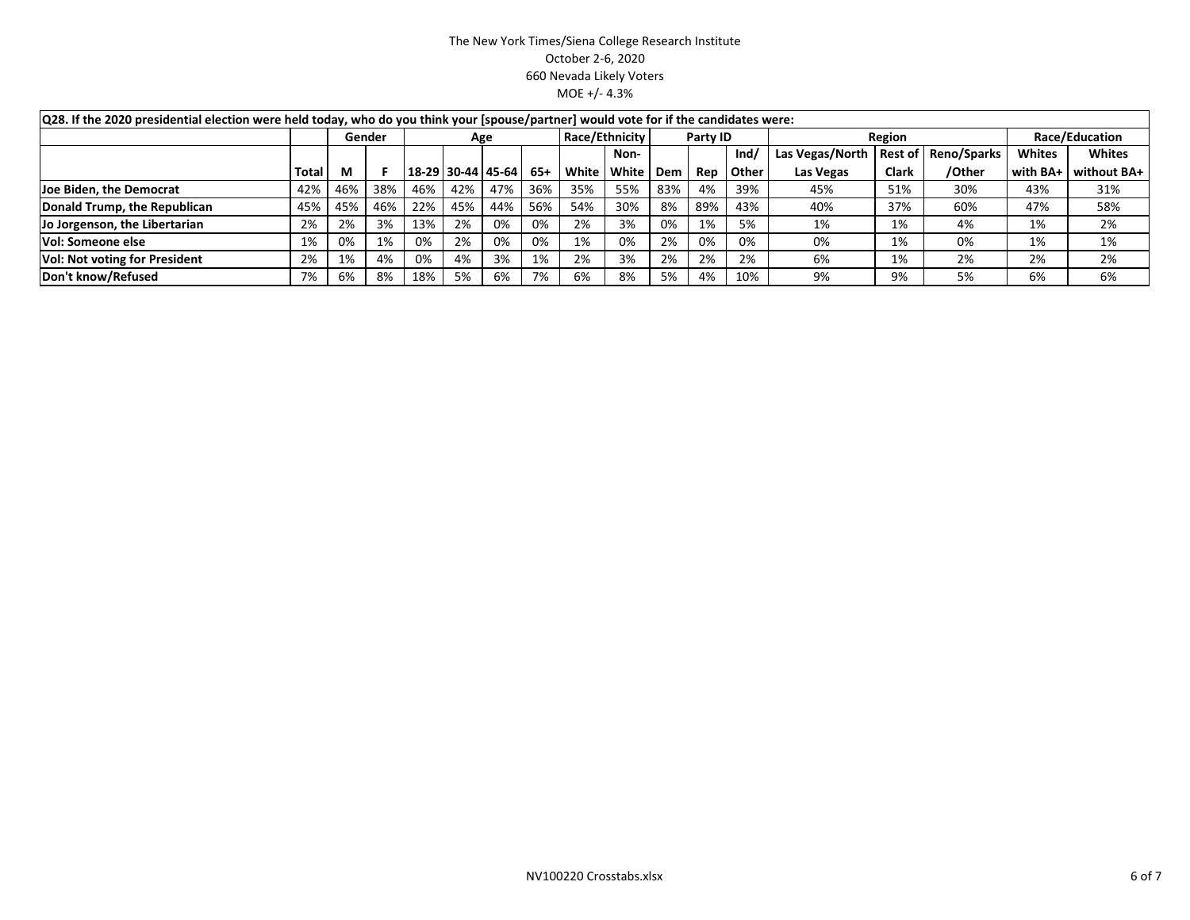The New York Times/Siena College Research Institute
October 2-6, 2020
660 Nevada Likely Voters
MOE +/- 4.3%

| Q28. If the 2020 presidential election were held today, who do you think your [spouse/partner] would vote for if the candidates were: | | | | | | | | | | | | | | | | | | |
|---|---|---|---|---|---|---|---|---|---|---|---|---|---|---|---|---|---|---|
| | | Gender | | Age | | | | Race/Ethnicity | | Party ID | | | Region | | | Race/Education | |
| | Total | M | F | 18-29 | 30-44 | 45-64 | 65+ | White | Non-White | Dem | Rep | Ind/Other | Las Vegas/North Las Vegas | Rest of Clark | Reno/Sparks/Other | Whites with BA+ | Whites without BA+ |
| Joe Biden, the Democrat | 42% | 46% | 38% | 46% | 42% | 47% | 36% | 35% | 55% | 83% | 4% | 39% | 45% | 51% | 30% | 43% | 31% |
| Donald Trump, the Republican | 45% | 45% | 46% | 22% | 45% | 44% | 56% | 54% | 30% | 8% | 89% | 43% | 40% | 37% | 60% | 47% | 58% |
| Jo Jorgenson, the Libertarian | 2% | 2% | 3% | 13% | 2% | 0% | 0% | 2% | 3% | 0% | 1% | 5% | 1% | 1% | 4% | 1% | 2% |
| Vol: Someone else | 1% | 0% | 1% | 0% | 2% | 0% | 0% | 1% | 0% | 2% | 0% | 0% | 0% | 1% | 0% | 1% | 1% |
| Vol: Not voting for President | 2% | 1% | 4% | 0% | 4% | 3% | 1% | 2% | 3% | 2% | 2% | 2% | 6% | 1% | 2% | 2% | 2% |
| Don't know/Refused | 7% | 6% | 8% | 18% | 5% | 6% | 7% | 6% | 8% | 5% | 4% | 10% | 9% | 9% | 5% | 6% | 6% |

NV100220 Crosstabs.xlsx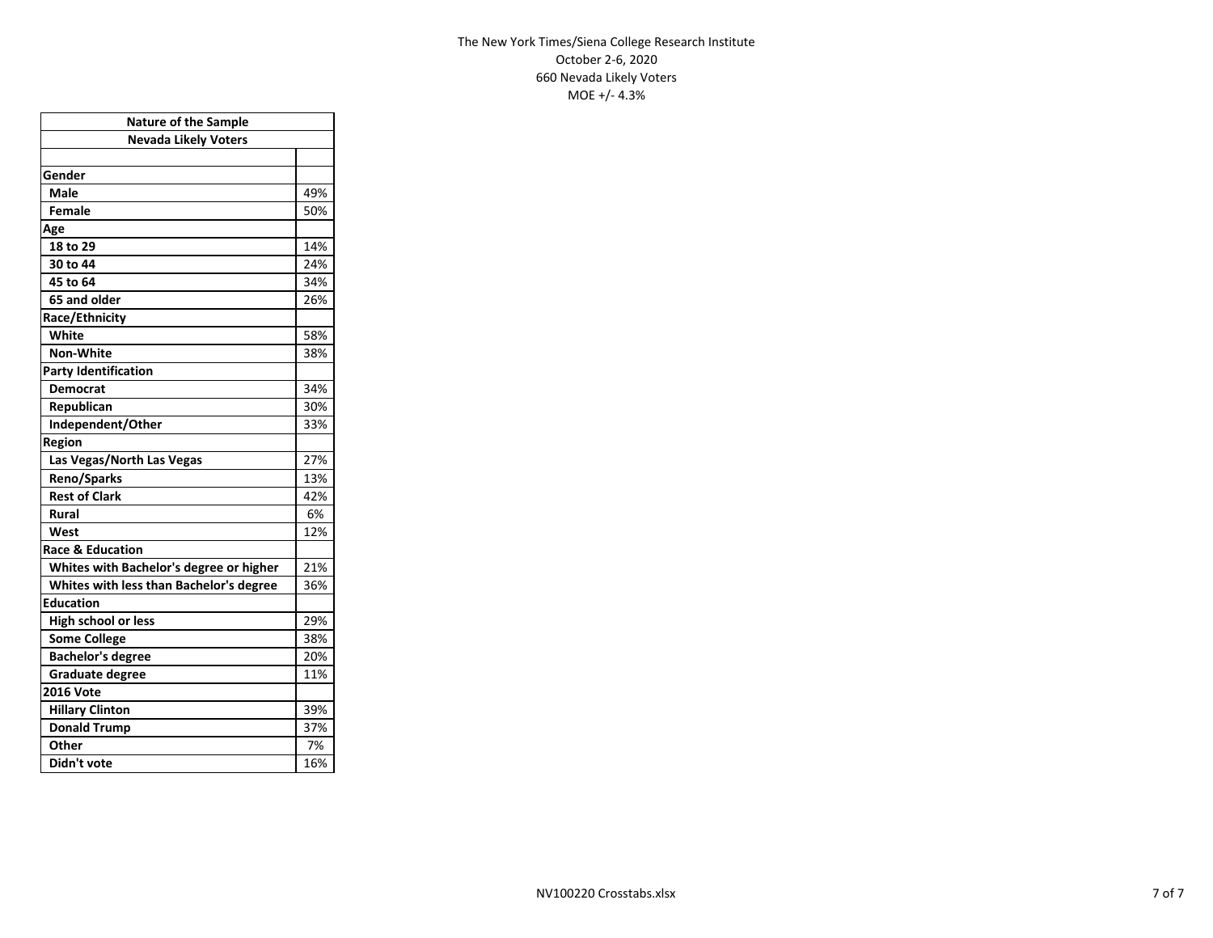The New York Times/Siena College Research Institute
October 2-6, 2020
660 Nevada Likely Voters
MOE +/- 4.3%

| Nature of the Sample | |
|---|---|
| **Nevada Likely Voters** | |
| | |
| **Gender** | |
| Male | 49% |
| Female | 50% |
| **Age** | |
| 18 to 29 | 14% |
| 30 to 44 | 24% |
| 45 to 64 | 34% |
| 65 and older | 26% |
| **Race/Ethnicity** | |
| White | 58% |
| Non-White | 38% |
| **Party Identification** | |
| Democrat | 34% |
| Republican | 30% |
| Independent/Other | 33% |
| **Region** | |
| Las Vegas/North Las Vegas | 27% |
| Reno/Sparks | 13% |
| Rest of Clark | 42% |
| Rural | 6% |
| West | 12% |
| **Race & Education** | |
| Whites with Bachelor's degree or higher | 21% |
| Whites with less than Bachelor's degree | 36% |
| **Education** | |
| High school or less | 29% |
| Some College | 38% |
| Bachelor's degree | 20% |
| Graduate degree | 11% |
| **2016 Vote** | |
| Hillary Clinton | 39% |
| Donald Trump | 37% |
| Other | 7% |
| Didn't vote | 16% |

NV100220 Crosstabs.xlsx